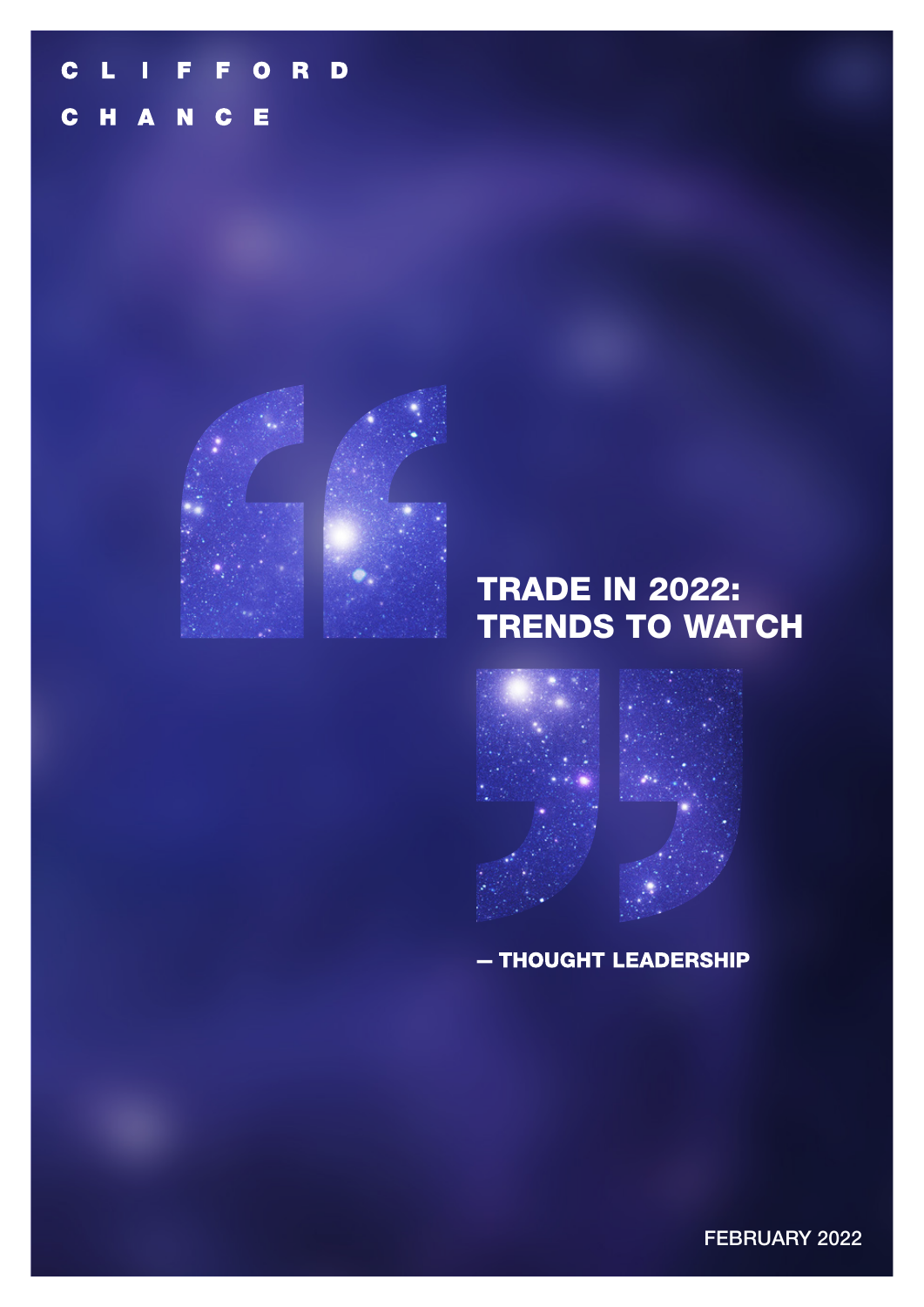CLIFFORD CHANCE

# TRADE IN 2022: TRENDS TO WATCH

— THOUGHT LEADERSHIP

FEBRUARY 2022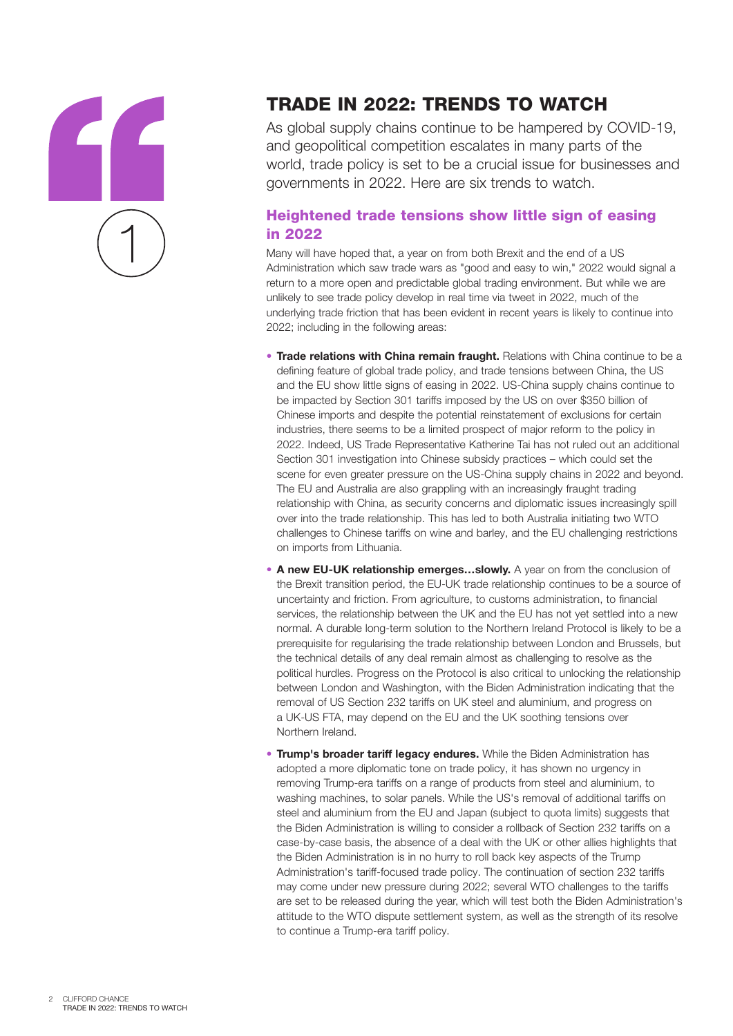# TRADE IN 2022: TRENDS TO WATCH

As global supply chains continue to be hampered by COVID-19, and geopolitical competition escalates in many parts of the world, trade policy is set to be a crucial issue for businesses and governments in 2022. Here are six trends to watch.

1

## Heightened trade tensions show little sign of easing in 2022

Many will have hoped that, a year on from both Brexit and the end of a US Administration which saw trade wars as "good and easy to win," 2022 would signal a return to a more open and predictable global trading environment. But while we are unlikely to see trade policy develop in real time via tweet in 2022, much of the underlying trade friction that has been evident in recent years is likely to continue into 2022; including in the following areas:

- **Trade relations with China remain fraught.** Relations with China continue to be a defining feature of global trade policy, and trade tensions between China, the US and the EU show little signs of easing in 2022. US-China supply chains continue to be impacted by Section 301 tariffs imposed by the US on over $350 billion of Chinese imports and despite the potential reinstatement of exclusions for certain industries, there seems to be a limited prospect of major reform to the policy in 2022. Indeed, US Trade Representative Katherine Tai has not ruled out an additional Section 301 investigation into Chinese subsidy practices – which could set the scene for even greater pressure on the US-China supply chains in 2022 and beyond. The EU and Australia are also grappling with an increasingly fraught trading relationship with China, as security concerns and diplomatic issues increasingly spill over into the trade relationship. This has led to both Australia initiating two WTO challenges to Chinese tariffs on wine and barley, and the EU challenging restrictions on imports from Lithuania.
- **A new EU-UK relationship emerges…slowly.** A year on from the conclusion of the Brexit transition period, the EU-UK trade relationship continues to be a source of uncertainty and friction. From agriculture, to customs administration, to financial services, the relationship between the UK and the EU has not yet settled into a new normal. A durable long-term solution to the Northern Ireland Protocol is likely to be a prerequisite for regularising the trade relationship between London and Brussels, but the technical details of any deal remain almost as challenging to resolve as the political hurdles. Progress on the Protocol is also critical to unlocking the relationship between London and Washington, with the Biden Administration indicating that the removal of US Section 232 tariffs on UK steel and aluminium, and progress on a UK-US FTA, may depend on the EU and the UK soothing tensions over Northern Ireland.
- **Trump's broader tariff legacy endures.** While the Biden Administration has adopted a more diplomatic tone on trade policy, it has shown no urgency in removing Trump-era tariffs on a range of products from steel and aluminium, to washing machines, to solar panels. While the US's removal of additional tariffs on steel and aluminium from the EU and Japan (subject to quota limits) suggests that the Biden Administration is willing to consider a rollback of Section 232 tariffs on a case-by-case basis, the absence of a deal with the UK or other allies highlights that the Biden Administration is in no hurry to roll back key aspects of the Trump Administration's tariff-focused trade policy. The continuation of section 232 tariffs may come under new pressure during 2022; several WTO challenges to the tariffs are set to be released during the year, which will test both the Biden Administration's attitude to the WTO dispute settlement system, as well as the strength of its resolve to continue a Trump-era tariff policy.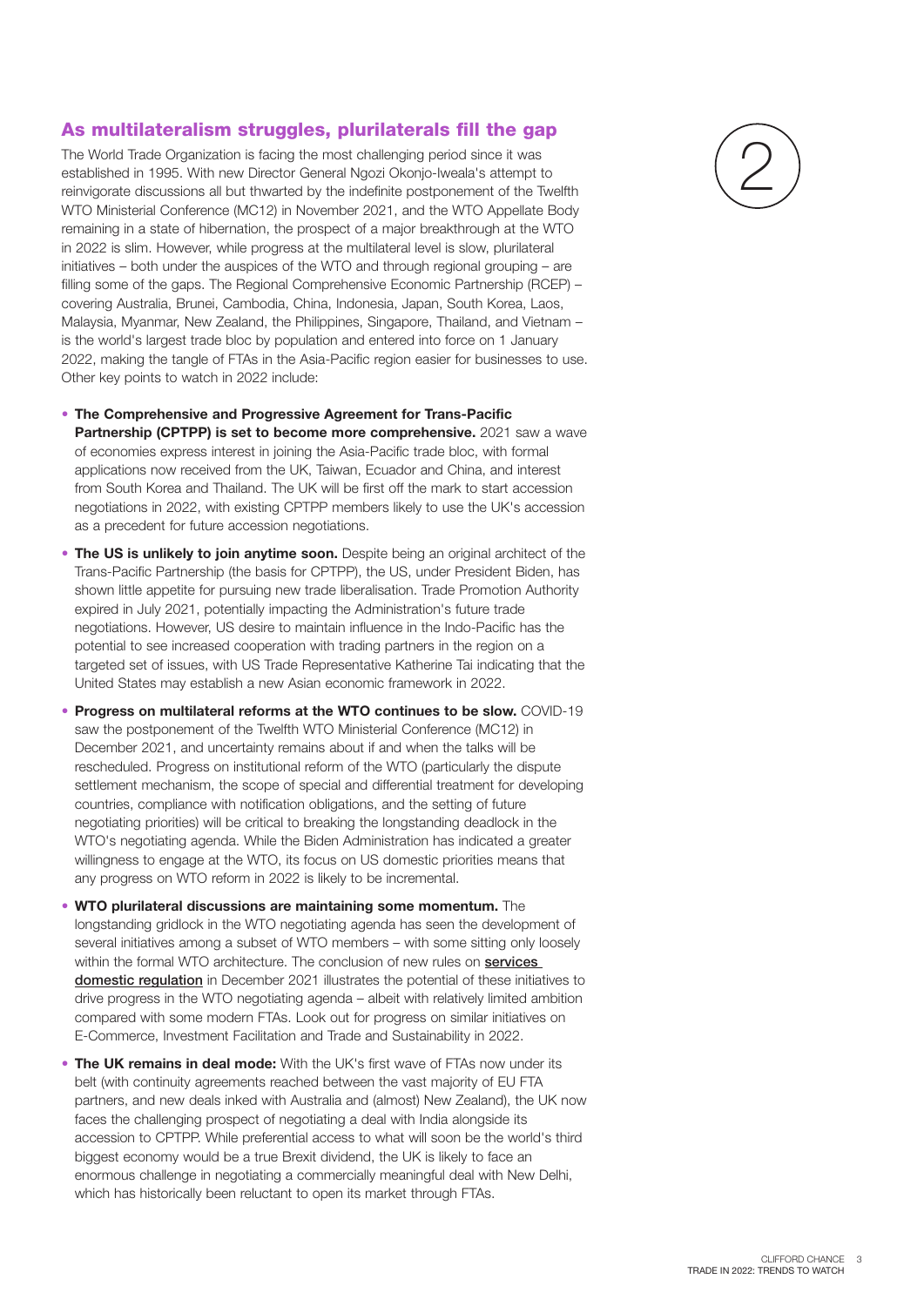## As multilateralism struggles, plurilaterals fill the gap

The World Trade Organization is facing the most challenging period since it was established in 1995. With new Director General Ngozi Okonjo-Iweala's attempt to reinvigorate discussions all but thwarted by the indefinite postponement of the Twelfth WTO Ministerial Conference (MC12) in November 2021, and the WTO Appellate Body remaining in a state of hibernation, the prospect of a major breakthrough at the WTO in 2022 is slim. However, while progress at the multilateral level is slow, plurilateral initiatives – both under the auspices of the WTO and through regional grouping – are filling some of the gaps. The Regional Comprehensive Economic Partnership (RCEP) – covering Australia, Brunei, Cambodia, China, Indonesia, Japan, South Korea, Laos, Malaysia, Myanmar, New Zealand, the Philippines, Singapore, Thailand, and Vietnam – is the world's largest trade bloc by population and entered into force on 1 January 2022, making the tangle of FTAs in the Asia-Pacific region easier for businesses to use. Other key points to watch in 2022 include:

- **The Comprehensive and Progressive Agreement for Trans-Pacific Partnership (CPTPP) is set to become more comprehensive.** 2021 saw a wave of economies express interest in joining the Asia-Pacific trade bloc, with formal applications now received from the UK, Taiwan, Ecuador and China, and interest from South Korea and Thailand. The UK will be first off the mark to start accession negotiations in 2022, with existing CPTPP members likely to use the UK's accession as a precedent for future accession negotiations.
- **The US is unlikely to join anytime soon.** Despite being an original architect of the Trans-Pacific Partnership (the basis for CPTPP), the US, under President Biden, has shown little appetite for pursuing new trade liberalisation. Trade Promotion Authority expired in July 2021, potentially impacting the Administration's future trade negotiations. However, US desire to maintain influence in the Indo-Pacific has the potential to see increased cooperation with trading partners in the region on a targeted set of issues, with US Trade Representative Katherine Tai indicating that the United States may establish a new Asian economic framework in 2022.
- **Progress on multilateral reforms at the WTO continues to be slow.** COVID-19 saw the postponement of the Twelfth WTO Ministerial Conference (MC12) in December 2021, and uncertainty remains about if and when the talks will be rescheduled. Progress on institutional reform of the WTO (particularly the dispute settlement mechanism, the scope of special and differential treatment for developing countries, compliance with notification obligations, and the setting of future negotiating priorities) will be critical to breaking the longstanding deadlock in the WTO's negotiating agenda. While the Biden Administration has indicated a greater willingness to engage at the WTO, its focus on US domestic priorities means that any progress on WTO reform in 2022 is likely to be incremental.
- **WTO plurilateral discussions are maintaining some momentum.** The longstanding gridlock in the WTO negotiating agenda has seen the development of several initiatives among a subset of WTO members – with some sitting only loosely within the formal WTO architecture. The conclusion of new rules on **services domestic regulation** in December 2021 illustrates the potential of these initiatives to drive progress in the WTO negotiating agenda – albeit with relatively limited ambition compared with some modern FTAs. Look out for progress on similar initiatives on E-Commerce, Investment Facilitation and Trade and Sustainability in 2022.
- **The UK remains in deal mode:** With the UK's first wave of FTAs now under its belt (with continuity agreements reached between the vast majority of EU FTA partners, and new deals inked with Australia and (almost) New Zealand), the UK now faces the challenging prospect of negotiating a deal with India alongside its accession to CPTPP. While preferential access to what will soon be the world's third biggest economy would be a true Brexit dividend, the UK is likely to face an enormous challenge in negotiating a commercially meaningful deal with New Delhi, which has historically been reluctant to open its market through FTAs.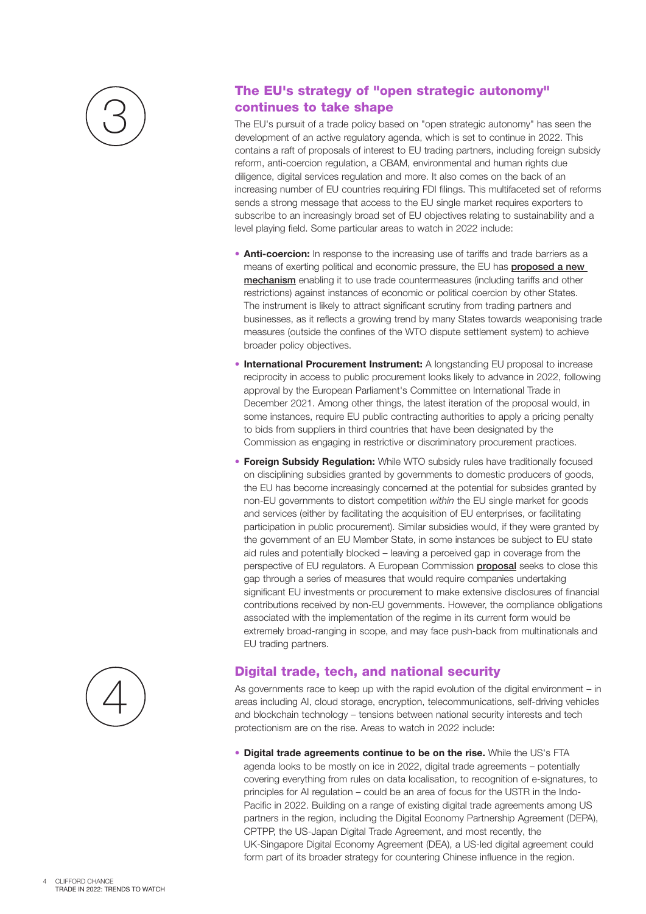## 3

## The EU's strategy of "open strategic autonomy" continues to take shape

The EU's pursuit of a trade policy based on "open strategic autonomy" has seen the development of an active regulatory agenda, which is set to continue in 2022. This contains a raft of proposals of interest to EU trading partners, including foreign subsidy reform, anti-coercion regulation, a CBAM, environmental and human rights due diligence, digital services regulation and more. It also comes on the back of an increasing number of EU countries requiring FDI filings. This multifaceted set of reforms sends a strong message that access to the EU single market requires exporters to subscribe to an increasingly broad set of EU objectives relating to sustainability and a level playing field. Some particular areas to watch in 2022 include:

- **Anti-coercion:** In response to the increasing use of tariffs and trade barriers as a means of exerting political and economic pressure, the EU has **proposed a new mechanism** enabling it to use trade countermeasures (including tariffs and other restrictions) against instances of economic or political coercion by other States. The instrument is likely to attract significant scrutiny from trading partners and businesses, as it reflects a growing trend by many States towards weaponising trade measures (outside the confines of the WTO dispute settlement system) to achieve broader policy objectives.
- **International Procurement Instrument:** A longstanding EU proposal to increase reciprocity in access to public procurement looks likely to advance in 2022, following approval by the European Parliament's Committee on International Trade in December 2021. Among other things, the latest iteration of the proposal would, in some instances, require EU public contracting authorities to apply a pricing penalty to bids from suppliers in third countries that have been designated by the Commission as engaging in restrictive or discriminatory procurement practices.
- **Foreign Subsidy Regulation:** While WTO subsidy rules have traditionally focused on disciplining subsidies granted by governments to domestic producers of goods, the EU has become increasingly concerned at the potential for subsides granted by non-EU governments to distort competition *within* the EU single market for goods and services (either by facilitating the acquisition of EU enterprises, or facilitating participation in public procurement). Similar subsidies would, if they were granted by the government of an EU Member State, in some instances be subject to EU state aid rules and potentially blocked – leaving a perceived gap in coverage from the perspective of EU regulators. A European Commission **proposal** seeks to close this gap through a series of measures that would require companies undertaking significant EU investments or procurement to make extensive disclosures of financial contributions received by non-EU governments. However, the compliance obligations associated with the implementation of the regime in its current form would be extremely broad-ranging in scope, and may face push-back from multinationals and EU trading partners.

## 4

## Digital trade, tech, and national security

As governments race to keep up with the rapid evolution of the digital environment – in areas including AI, cloud storage, encryption, telecommunications, self-driving vehicles and blockchain technology – tensions between national security interests and tech protectionism are on the rise. Areas to watch in 2022 include:

- **Digital trade agreements continue to be on the rise.** While the US's FTA agenda looks to be mostly on ice in 2022, digital trade agreements – potentially covering everything from rules on data localisation, to recognition of e-signatures, to principles for AI regulation – could be an area of focus for the USTR in the Indo-Pacific in 2022. Building on a range of existing digital trade agreements among US partners in the region, including the Digital Economy Partnership Agreement (DEPA), CPTPP, the US-Japan Digital Trade Agreement, and most recently, the UK-Singapore Digital Economy Agreement (DEA), a US-led digital agreement could form part of its broader strategy for countering Chinese influence in the region.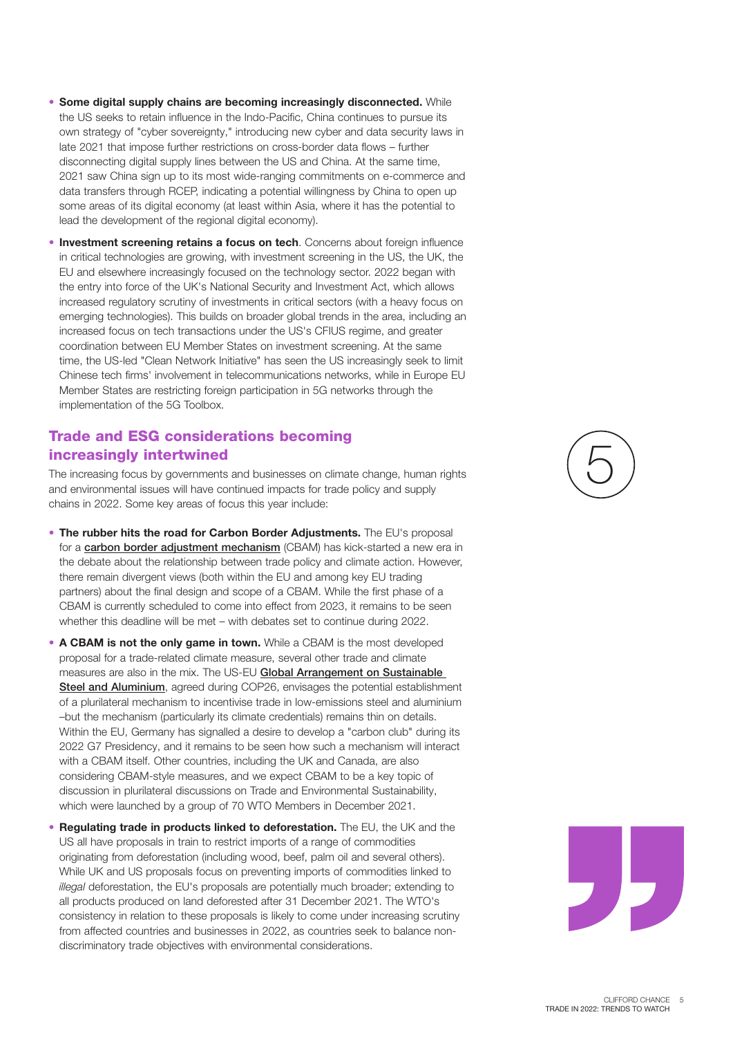- **Some digital supply chains are becoming increasingly disconnected.** While the US seeks to retain influence in the Indo-Pacific, China continues to pursue its own strategy of "cyber sovereignty," introducing new cyber and data security laws in late 2021 that impose further restrictions on cross-border data flows – further disconnecting digital supply lines between the US and China. At the same time, 2021 saw China sign up to its most wide-ranging commitments on e-commerce and data transfers through RCEP, indicating a potential willingness by China to open up some areas of its digital economy (at least within Asia, where it has the potential to lead the development of the regional digital economy).
- **Investment screening retains a focus on tech**. Concerns about foreign influence in critical technologies are growing, with investment screening in the US, the UK, the EU and elsewhere increasingly focused on the technology sector. 2022 began with the entry into force of the UK's National Security and Investment Act, which allows increased regulatory scrutiny of investments in critical sectors (with a heavy focus on emerging technologies). This builds on broader global trends in the area, including an increased focus on tech transactions under the US's CFIUS regime, and greater coordination between EU Member States on investment screening. At the same time, the US-led "Clean Network Initiative" has seen the US increasingly seek to limit Chinese tech firms' involvement in telecommunications networks, while in Europe EU Member States are restricting foreign participation in 5G networks through the implementation of the 5G Toolbox.

## Trade and ESG considerations becoming increasingly intertwined

The increasing focus by governments and businesses on climate change, human rights and environmental issues will have continued impacts for trade policy and supply chains in 2022. Some key areas of focus this year include:

- **The rubber hits the road for Carbon Border Adjustments.** The EU's proposal for a **carbon border adjustment mechanism** (CBAM) has kick-started a new era in the debate about the relationship between trade policy and climate action. However, there remain divergent views (both within the EU and among key EU trading partners) about the final design and scope of a CBAM. While the first phase of a CBAM is currently scheduled to come into effect from 2023, it remains to be seen whether this deadline will be met – with debates set to continue during 2022.
- **A CBAM is not the only game in town.** While a CBAM is the most developed proposal for a trade-related climate measure, several other trade and climate measures are also in the mix. The US-EU **Global Arrangement on Sustainable Steel and Aluminium**, agreed during COP26, envisages the potential establishment of a plurilateral mechanism to incentivise trade in low-emissions steel and aluminium –but the mechanism (particularly its climate credentials) remains thin on details. Within the EU, Germany has signalled a desire to develop a "carbon club" during its 2022 G7 Presidency, and it remains to be seen how such a mechanism will interact with a CBAM itself. Other countries, including the UK and Canada, are also considering CBAM-style measures, and we expect CBAM to be a key topic of discussion in plurilateral discussions on Trade and Environmental Sustainability, which were launched by a group of 70 WTO Members in December 2021.
- **Regulating trade in products linked to deforestation.** The EU, the UK and the US all have proposals in train to restrict imports of a range of commodities originating from deforestation (including wood, beef, palm oil and several others). While UK and US proposals focus on preventing imports of commodities linked to *illegal* deforestation, the EU's proposals are potentially much broader; extending to all products produced on land deforested after 31 December 2021. The WTO's consistency in relation to these proposals is likely to come under increasing scrutiny from affected countries and businesses in 2022, as countries seek to balance non-discriminatory trade objectives with environmental considerations.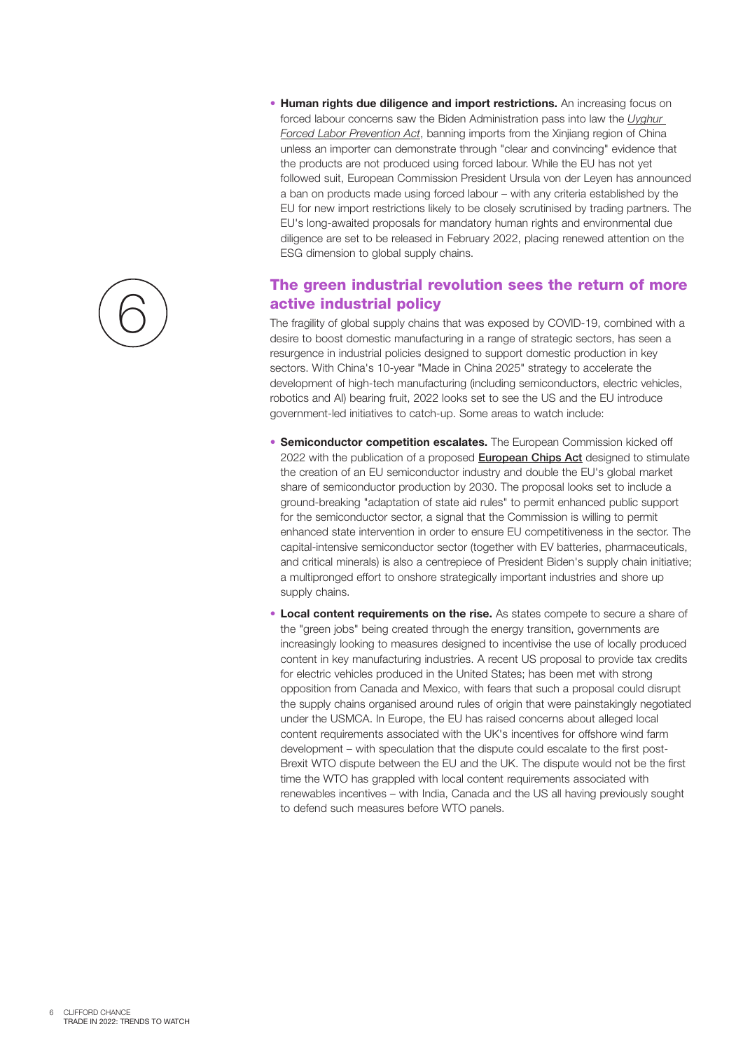- **Human rights due diligence and import restrictions.** An increasing focus on forced labour concerns saw the Biden Administration pass into law the *Uyghur Forced Labor Prevention Act*, banning imports from the Xinjiang region of China unless an importer can demonstrate through "clear and convincing" evidence that the products are not produced using forced labour. While the EU has not yet followed suit, European Commission President Ursula von der Leyen has announced a ban on products made using forced labour – with any criteria established by the EU for new import restrictions likely to be closely scrutinised by trading partners. The EU's long-awaited proposals for mandatory human rights and environmental due diligence are set to be released in February 2022, placing renewed attention on the ESG dimension to global supply chains.

## 6 The green industrial revolution sees the return of more active industrial policy

The fragility of global supply chains that was exposed by COVID-19, combined with a desire to boost domestic manufacturing in a range of strategic sectors, has seen a resurgence in industrial policies designed to support domestic production in key sectors. With China's 10-year "Made in China 2025" strategy to accelerate the development of high-tech manufacturing (including semiconductors, electric vehicles, robotics and AI) bearing fruit, 2022 looks set to see the US and the EU introduce government-led initiatives to catch-up. Some areas to watch include:

- **Semiconductor competition escalates.** The European Commission kicked off 2022 with the publication of a proposed **European Chips Act** designed to stimulate the creation of an EU semiconductor industry and double the EU's global market share of semiconductor production by 2030. The proposal looks set to include a ground-breaking "adaptation of state aid rules" to permit enhanced public support for the semiconductor sector, a signal that the Commission is willing to permit enhanced state intervention in order to ensure EU competitiveness in the sector. The capital-intensive semiconductor sector (together with EV batteries, pharmaceuticals, and critical minerals) is also a centrepiece of President Biden's supply chain initiative; a multipronged effort to onshore strategically important industries and shore up supply chains.
- **Local content requirements on the rise.** As states compete to secure a share of the "green jobs" being created through the energy transition, governments are increasingly looking to measures designed to incentivise the use of locally produced content in key manufacturing industries. A recent US proposal to provide tax credits for electric vehicles produced in the United States; has been met with strong opposition from Canada and Mexico, with fears that such a proposal could disrupt the supply chains organised around rules of origin that were painstakingly negotiated under the USMCA. In Europe, the EU has raised concerns about alleged local content requirements associated with the UK's incentives for offshore wind farm development – with speculation that the dispute could escalate to the first post-Brexit WTO dispute between the EU and the UK. The dispute would not be the first time the WTO has grappled with local content requirements associated with renewables incentives – with India, Canada and the US all having previously sought to defend such measures before WTO panels.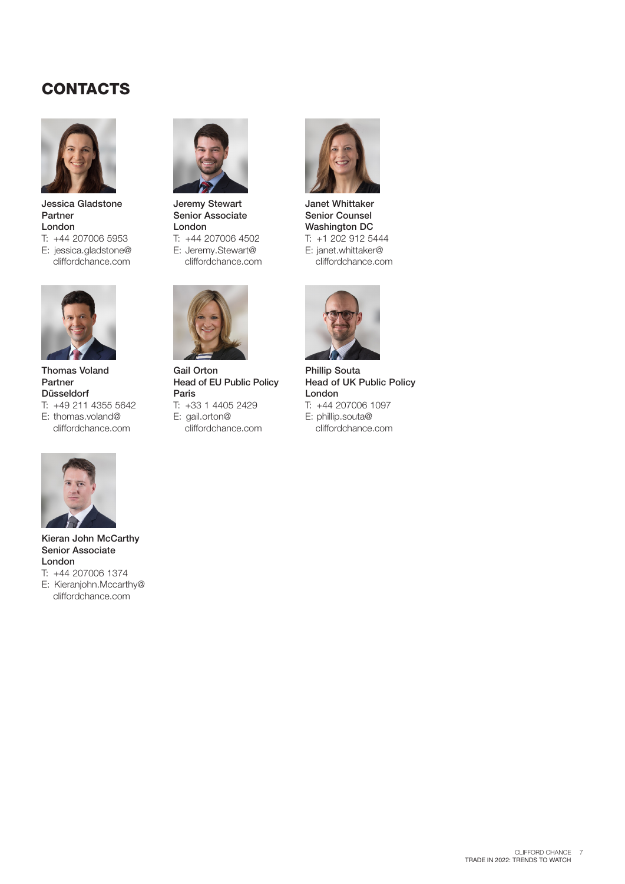## CONTACTS

**Jessica Gladstone**
**Partner**
**London**
T: +44 207006 5953
E: jessica.gladstone@cliffordchance.com

**Jeremy Stewart**
**Senior Associate**
**London**
T: +44 207006 4502
E: Jeremy.Stewart@cliffordchance.com

**Janet Whittaker**
**Senior Counsel**
**Washington DC**
T: +1 202 912 5444
E: janet.whittaker@cliffordchance.com

**Thomas Voland**
**Partner**
**Düsseldorf**
T: +49 211 4355 5642
E: thomas.voland@cliffordchance.com

**Gail Orton**
**Head of EU Public Policy**
**Paris**
T: +33 1 4405 2429
E: gail.orton@cliffordchance.com

**Phillip Souta**
**Head of UK Public Policy**
**London**
T: +44 207006 1097
E: phillip.souta@cliffordchance.com

**Kieran John McCarthy**
**Senior Associate**
**London**
T: +44 207006 1374
E: Kieranjohn.Mccarthy@cliffordchance.com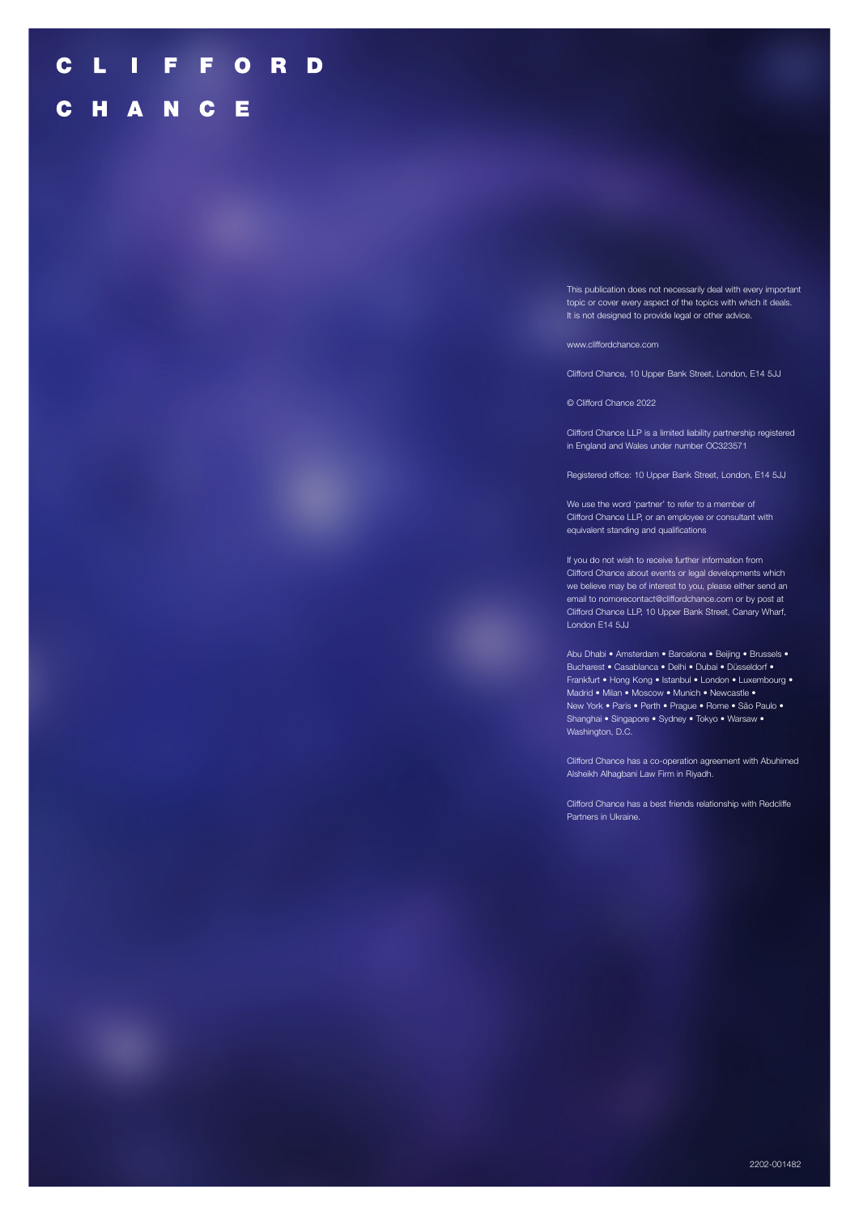# CLIFFORD CHANCE

This publication does not necessarily deal with every important topic or cover every aspect of the topics with which it deals. It is not designed to provide legal or other advice.

www.cliffordchance.com

Clifford Chance, 10 Upper Bank Street, London, E14 5JJ

© Clifford Chance 2022

Clifford Chance LLP is a limited liability partnership registered in England and Wales under number OC323571

Registered office: 10 Upper Bank Street, London, E14 5JJ

We use the word 'partner' to refer to a member of Clifford Chance LLP, or an employee or consultant with equivalent standing and qualifications

If you do not wish to receive further information from Clifford Chance about events or legal developments which we believe may be of interest to you, please either send an email to nomorecontact@cliffordchance.com or by post at Clifford Chance LLP, 10 Upper Bank Street, Canary Wharf, London E14 5JJ

Abu Dhabi • Amsterdam • Barcelona • Beijing • Brussels • Bucharest • Casablanca • Delhi • Dubai • Düsseldorf • Frankfurt • Hong Kong • Istanbul • London • Luxembourg • Madrid • Milan • Moscow • Munich • Newcastle • New York • Paris • Perth • Prague • Rome • São Paulo • Shanghai • Singapore • Sydney • Tokyo • Warsaw • Washington, D.C.

Clifford Chance has a co-operation agreement with Abuhimed Alsheikh Alhagbani Law Firm in Riyadh.

Clifford Chance has a best friends relationship with Redcliffe Partners in Ukraine.

2202-001482